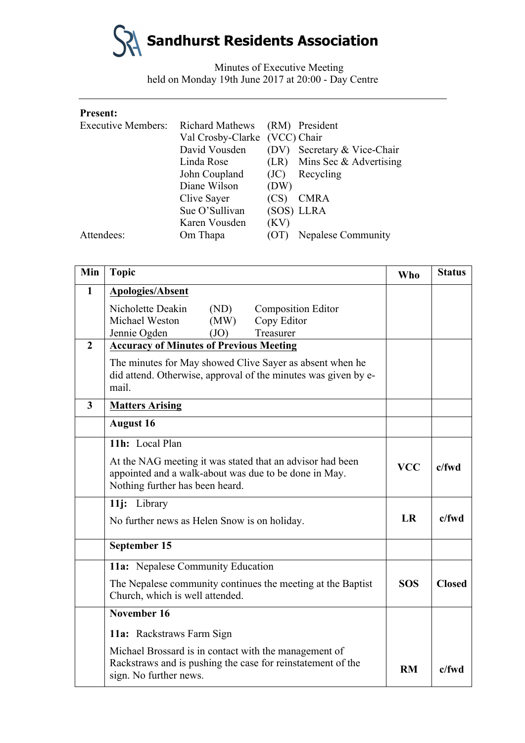# Sandhurst Residents Association

Minutes of Executive Meeting
held on Monday 19th June 2017 at 20:00 - Day Centre

---

**Present:**

| | | | |
|---|---|---|---|
| Executive Members: | Richard Mathews | (RM) | President |
| | Val Crosby-Clarke | (VCC) | Chair |
| | David Vousden | (DV) | Secretary & Vice-Chair |
| | Linda Rose | (LR) | Mins Sec & Advertising |
| | John Coupland | (JC) | Recycling |
| | Diane Wilson | (DW) | |
| | Clive Sayer | (CS) | CMRA |
| | Sue O'Sullivan | (SOS) | LLRA |
| | Karen Vousden | (KV) | |
| Attendees: | Om Thapa | (OT) | Nepalese Community |

| Min | Topic | Who | Status |
|---|---|---|---|
| **1** | **Apologies/Absent**<br>Nicholette Deakin (ND) Composition Editor<br>Michael Weston (MW) Copy Editor<br>Jennie Ogden (JO) Treasurer | | |
| **2** | **Accuracy of Minutes of Previous Meeting**<br>The minutes for May showed Clive Sayer as absent when he did attend. Otherwise, approval of the minutes was given by e-mail. | | |
| **3** | **Matters Arising** | | |
| | **August 16** | | |
| | **11h:** Local Plan<br>At the NAG meeting it was stated that an advisor had been appointed and a walk-about was due to be done in May. Nothing further has been heard. | **VCC** | **c/fwd** |
| | **11j:** Library<br>No further news as Helen Snow is on holiday. | **LR** | **c/fwd** |
| | **September 15** | | |
| | **11a:** Nepalese Community Education<br>The Nepalese community continues the meeting at the Baptist Church, which is well attended. | **SOS** | **Closed** |
| | **November 16**<br>**11a:** Rackstraws Farm Sign<br>Michael Brossard is in contact with the management of Rackstraws and is pushing the case for reinstatement of the sign. No further news. | **RM** | **c/fwd** |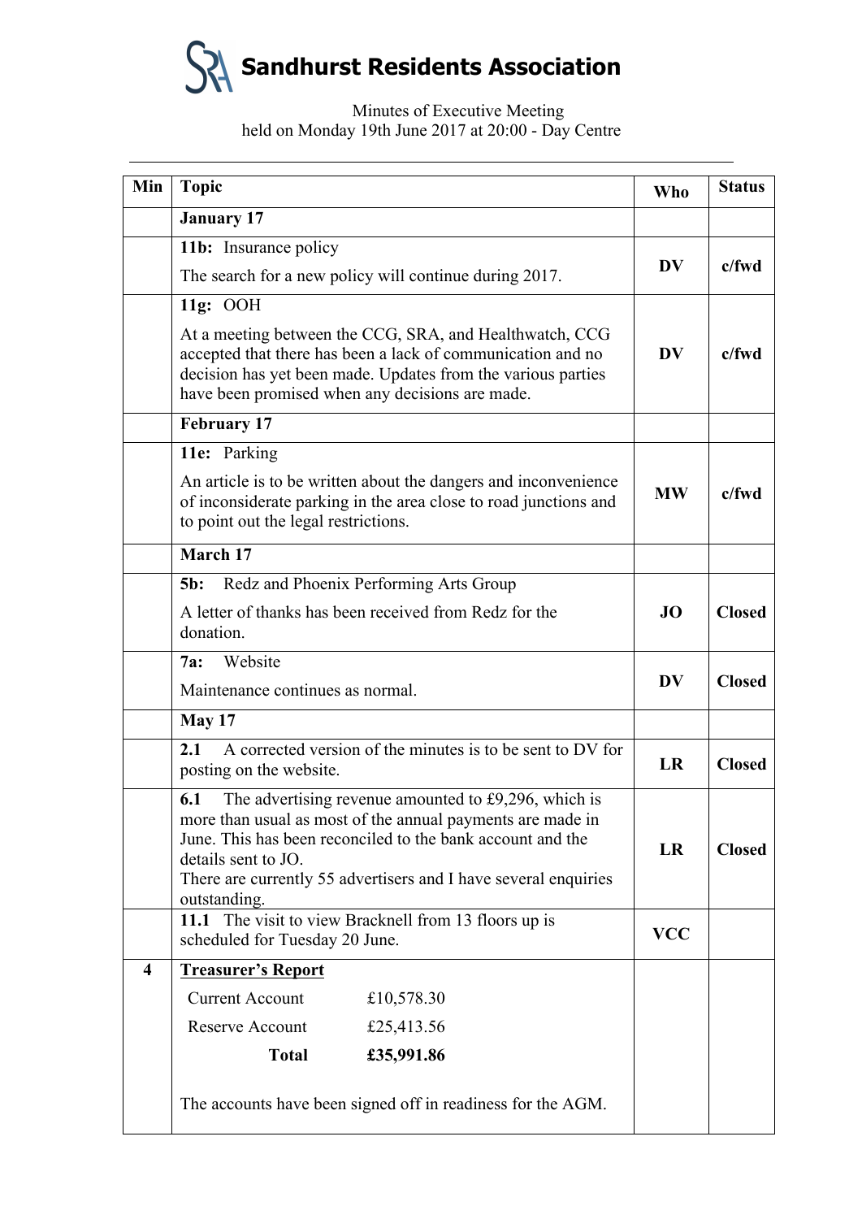# Sandhurst Residents Association

Minutes of Executive Meeting
held on Monday 19th June 2017 at 20:00 - Day Centre

---

| Min | Topic | Who | Status |
|---|---|---|---|
| | **January 17** | | |
| | **11b:** Insurance policy<br>The search for a new policy will continue during 2017. | **DV** | **c/fwd** |
| | **11g:** OOH<br>At a meeting between the CCG, SRA, and Healthwatch, CCG accepted that there has been a lack of communication and no decision has yet been made. Updates from the various parties have been promised when any decisions are made. | **DV** | **c/fwd** |
| | **February 17** | | |
| | **11e:** Parking<br>An article is to be written about the dangers and inconvenience of inconsiderate parking in the area close to road junctions and to point out the legal restrictions. | **MW** | **c/fwd** |
| | **March 17** | | |
| | **5b:** Redz and Phoenix Performing Arts Group<br>A letter of thanks has been received from Redz for the donation. | **JO** | **Closed** |
| | **7a:** Website<br>Maintenance continues as normal. | **DV** | **Closed** |
| | **May 17** | | |
| | **2.1** A corrected version of the minutes is to be sent to DV for posting on the website. | **LR** | **Closed** |
| | **6.1** The advertising revenue amounted to £9,296, which is more than usual as most of the annual payments are made in June. This has been reconciled to the bank account and the details sent to JO.<br>There are currently 55 advertisers and I have several enquiries outstanding. | **LR** | **Closed** |
| | **11.1** The visit to view Bracknell from 13 floors up is scheduled for Tuesday 20 June. | **VCC** | |
| **4** | **Treasurer's Report**<br>Current Account £10,578.30<br>Reserve Account £25,413.56<br>**Total** **£35,991.86**<br><br>The accounts have been signed off in readiness for the AGM. | | |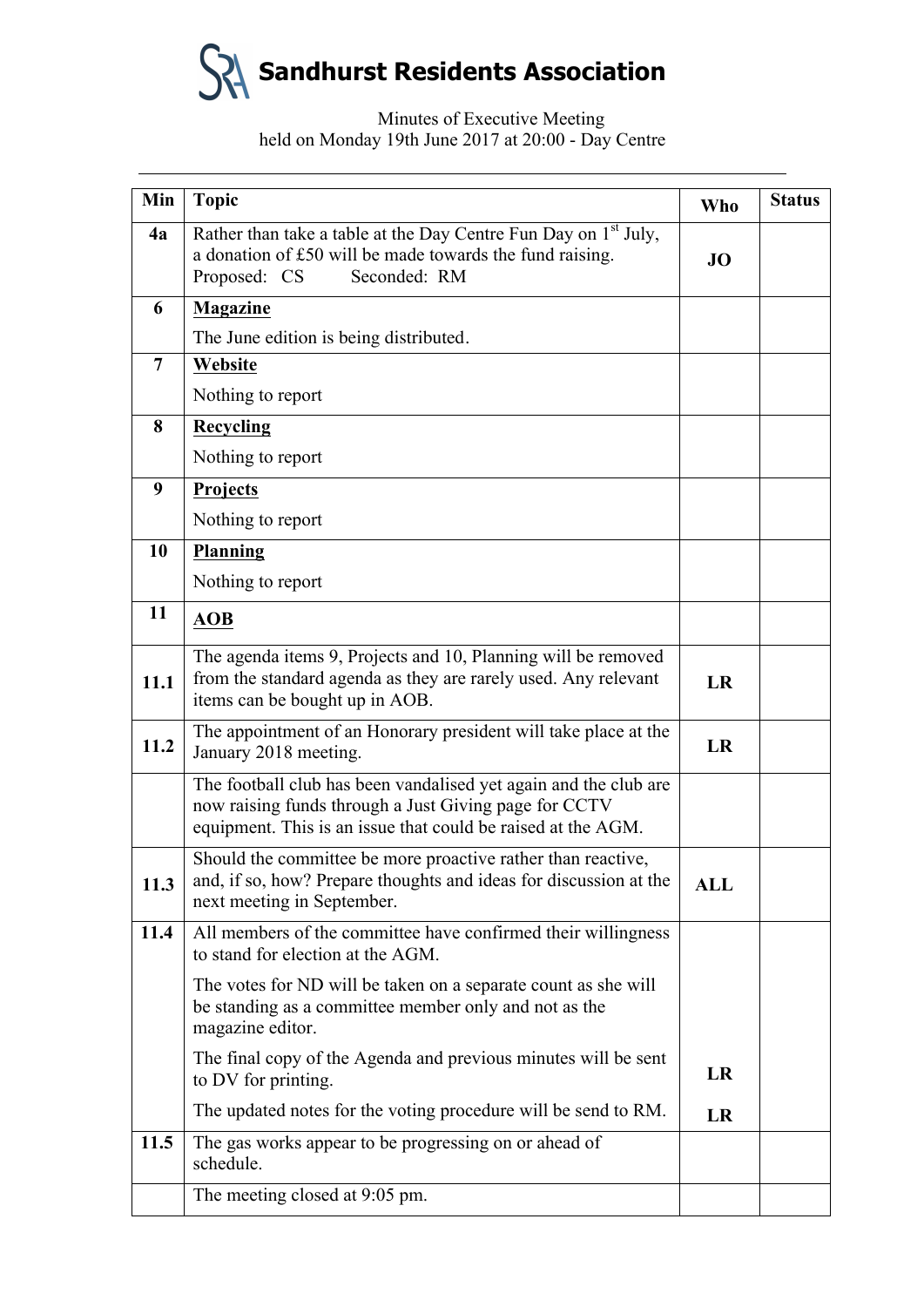# Sandhurst Residents Association

Minutes of Executive Meeting
held on Monday 19th June 2017 at 20:00 - Day Centre

| Min | Topic | Who | Status |
|---|---|---|---|
| 4a | Rather than take a table at the Day Centre Fun Day on 1st July, a donation of £50 will be made towards the fund raising.<br>Proposed: CS Seconded: RM | JO | |
| 6 | **Magazine**<br>The June edition is being distributed. | | |
| 7 | **Website**<br>Nothing to report | | |
| 8 | **Recycling**<br>Nothing to report | | |
| 9 | **Projects**<br>Nothing to report | | |
| 10 | **Planning**<br>Nothing to report | | |
| 11 | **AOB** | | |
| 11.1 | The agenda items 9, Projects and 10, Planning will be removed from the standard agenda as they are rarely used. Any relevant items can be bought up in AOB. | LR | |
| 11.2 | The appointment of an Honorary president will take place at the January 2018 meeting. | LR | |
| | The football club has been vandalised yet again and the club are now raising funds through a Just Giving page for CCTV equipment. This is an issue that could be raised at the AGM. | | |
| 11.3 | Should the committee be more proactive rather than reactive, and, if so, how? Prepare thoughts and ideas for discussion at the next meeting in September. | ALL | |
| 11.4 | All members of the committee have confirmed their willingness to stand for election at the AGM.<br>The votes for ND will be taken on a separate count as she will be standing as a committee member only and not as the magazine editor.<br>The final copy of the Agenda and previous minutes will be sent to DV for printing.<br>The updated notes for the voting procedure will be send to RM. | LR<br>LR | |
| 11.5 | The gas works appear to be progressing on or ahead of schedule. | | |
| | The meeting closed at 9:05 pm. | | |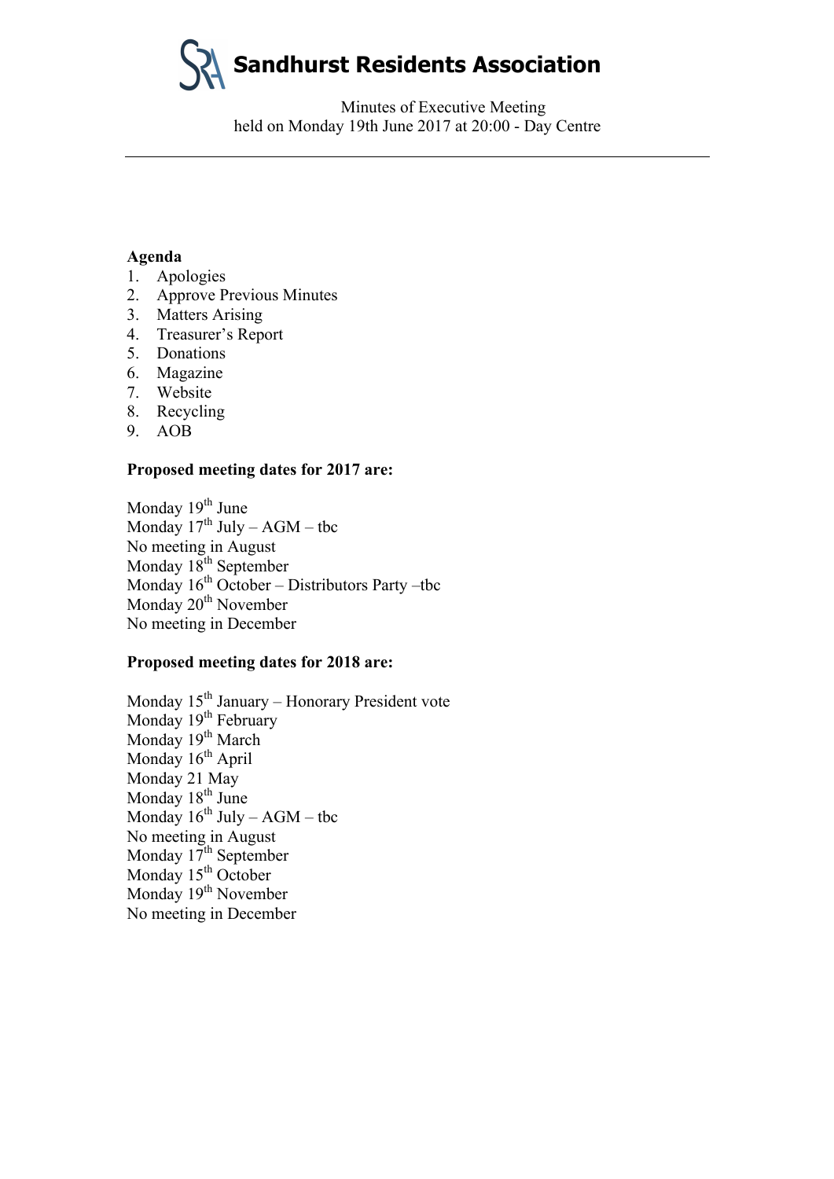# Sandhurst Residents Association

Minutes of Executive Meeting
held on Monday 19th June 2017 at 20:00 - Day Centre

---

**Agenda**

1. Apologies
2. Approve Previous Minutes
3. Matters Arising
4. Treasurer's Report
5. Donations
6. Magazine
7. Website
8. Recycling
9. AOB

**Proposed meeting dates for 2017 are:**

Monday 19th June
Monday 17th July – AGM – tbc
No meeting in August
Monday 18th September
Monday 16th October – Distributors Party –tbc
Monday 20th November
No meeting in December

**Proposed meeting dates for 2018 are:**

Monday 15th January – Honorary President vote
Monday 19th February
Monday 19th March
Monday 16th April
Monday 21 May
Monday 18th June
Monday 16th July – AGM – tbc
No meeting in August
Monday 17th September
Monday 15th October
Monday 19th November
No meeting in December